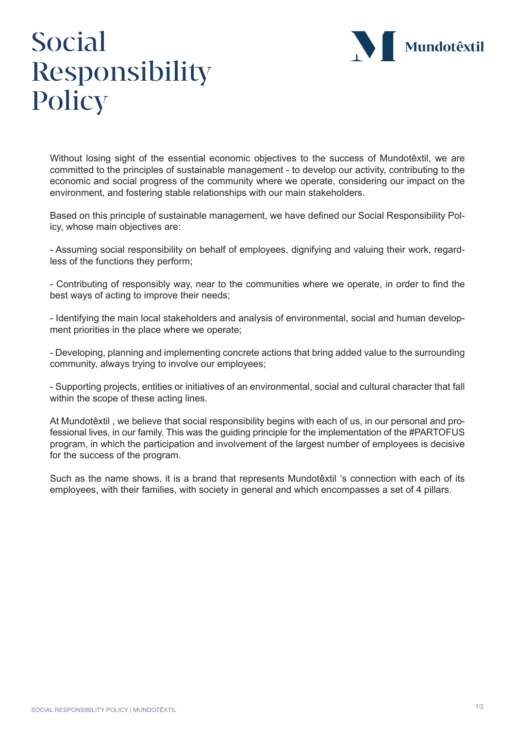# Social Responsibility Policy

Mundotêxtil

Without losing sight of the essential economic objectives to the success of Mundotêxtil, we are committed to the principles of sustainable management - to develop our activity, contributing to the economic and social progress of the community where we operate, considering our impact on the environment, and fostering stable relationships with our main stakeholders.

Based on this principle of sustainable management, we have defined our Social Responsibility Policy, whose main objectives are:

- Assuming social responsibility on behalf of employees, dignifying and valuing their work, regardless of the functions they perform;

- Contributing of responsibly way, near to the communities where we operate, in order to find the best ways of acting to improve their needs;

- Identifying the main local stakeholders and analysis of environmental, social and human development priorities in the place where we operate;

- Developing, planning and implementing concrete actions that bring added value to the surrounding community, always trying to involve our employees;

- Supporting projects, entities or initiatives of an environmental, social and cultural character that fall within the scope of these acting lines.

At Mundotêxtil , we believe that social responsibility begins with each of us, in our personal and professional lives, in our family. This was the guiding principle for the implementation of the #PARTOFUS program, in which the participation and involvement of the largest number of employees is decisive for the success of the program.

Such as the name shows, it is a brand that represents Mundotêxtil ‘s connection with each of its employees, with their families, with society in general and which encompasses a set of 4 pillars.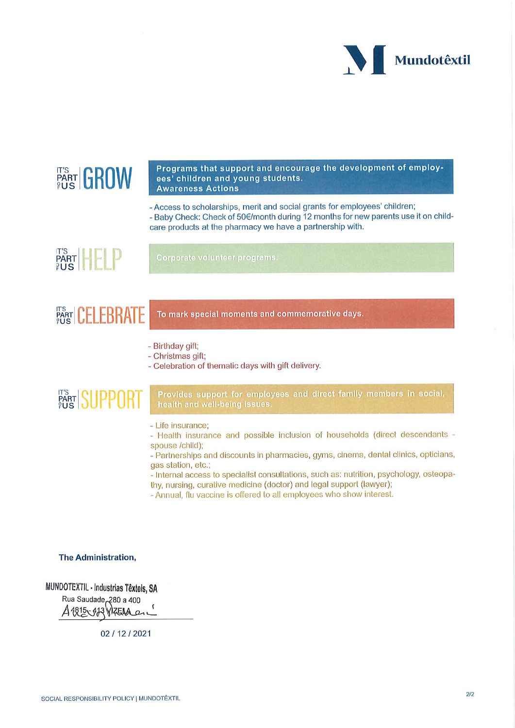Mundotêxtil

## IT'S PART OF US | GROW

**Programs that support and encourage the development of employees' children and young students. Awareness Actions**

- Access to scholarships, merit and social grants for employees' children;
- Baby Check: Check of 50€/month during 12 months for new parents use it on child-care products at the pharmacy we have a partnership with.

## IT'S PART OF US | HELP

**Corporate volunteer programs.**

## IT'S PART OF US | CELEBRATE

**To mark special moments and commemorative days.**

- Birthday gift;
- Christmas gift;
- Celebration of thematic days with gift delivery.

## IT'S PART OF US | SUPPORT

**Provides support for employees and direct family members in social, health and well-being issues.**

- Life insurance;
- Health insurance and possible inclusion of households (direct descendants - spouse /child);
- Partnerships and discounts in pharmacies, gyms, cinema, dental clinics, opticians, gas station, etc.;
- Internal access to specialist consultations, such as: nutrition, psychology, osteopathy, nursing, curative medicine (doctor) and legal support (lawyer);
- Annual, flu vaccine is offered to all employees who show interest.

**The Administration,**

MUNDOTEXTIL - Industrias Têxteis, SA
Rua Saudade, 280 a 400
4815-413 VIZELA

02 / 12 / 2021